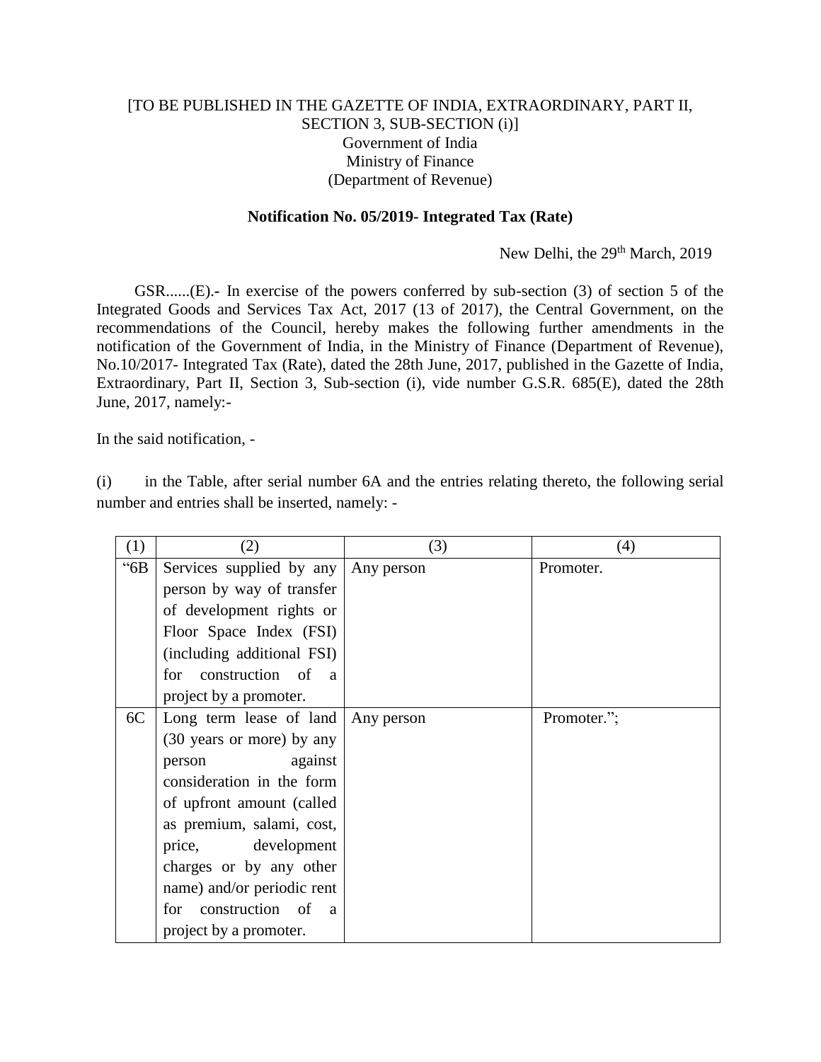[TO BE PUBLISHED IN THE GAZETTE OF INDIA, EXTRAORDINARY, PART II, SECTION 3, SUB-SECTION (i)]
Government of India
Ministry of Finance
(Department of Revenue)

**Notification No. 05/2019- Integrated Tax (Rate)**

New Delhi, the 29th March, 2019

GSR......(E).- In exercise of the powers conferred by sub-section (3) of section 5 of the Integrated Goods and Services Tax Act, 2017 (13 of 2017), the Central Government, on the recommendations of the Council, hereby makes the following further amendments in the notification of the Government of India, in the Ministry of Finance (Department of Revenue), No.10/2017- Integrated Tax (Rate), dated the 28th June, 2017, published in the Gazette of India, Extraordinary, Part II, Section 3, Sub-section (i), vide number G.S.R. 685(E), dated the 28th June, 2017, namely:-

In the said notification, -

(i) in the Table, after serial number 6A and the entries relating thereto, the following serial number and entries shall be inserted, namely: -

| (1) | (2) | (3) | (4) |
|---|---|---|---|
| "6B | Services supplied by any person by way of transfer of development rights or Floor Space Index (FSI) (including additional FSI) for construction of a project by a promoter. | Any person | Promoter. |
| 6C | Long term lease of land (30 years or more) by any person against consideration in the form of upfront amount (called as premium, salami, cost, price, development charges or by any other name) and/or periodic rent for construction of a project by a promoter. | Any person | Promoter."; |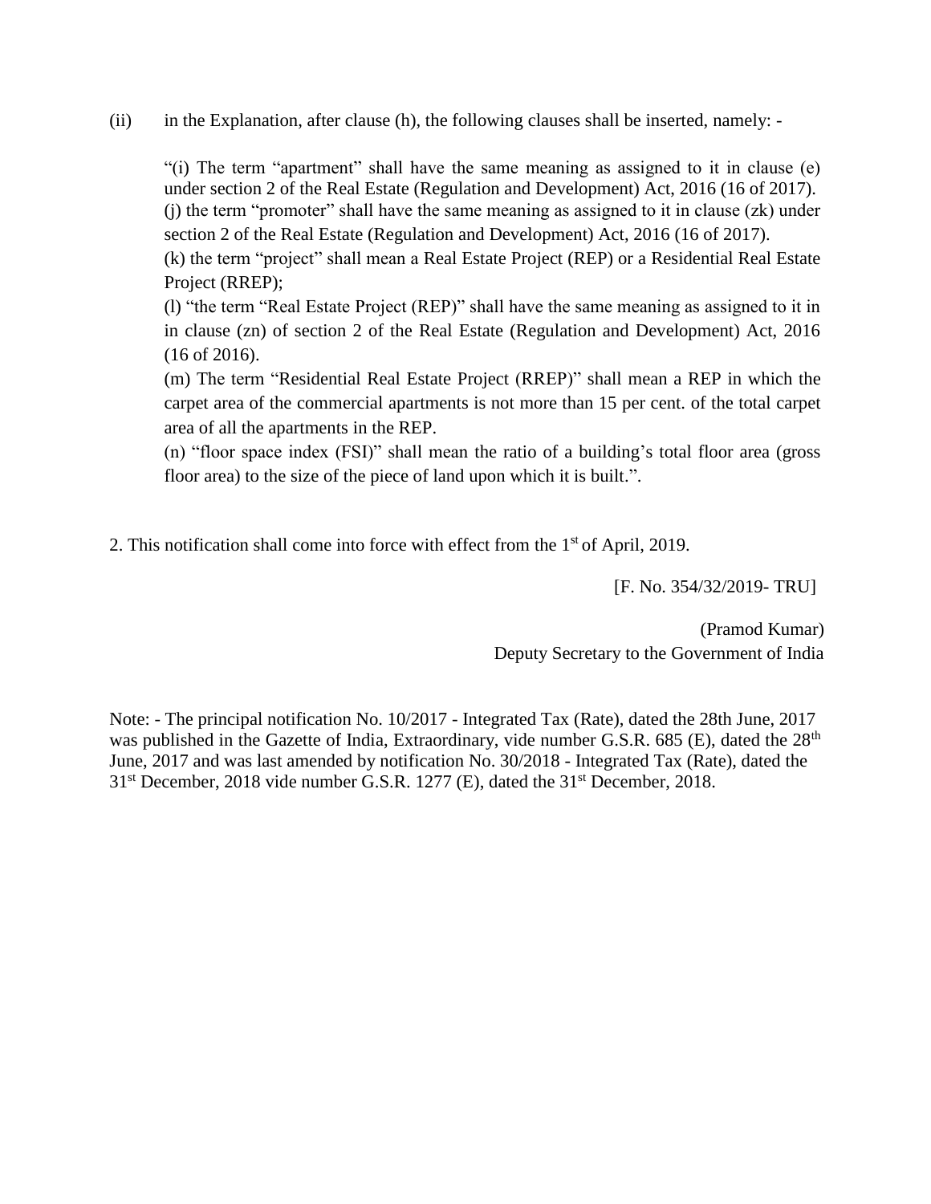(ii) in the Explanation, after clause (h), the following clauses shall be inserted, namely: -

"(i) The term "apartment" shall have the same meaning as assigned to it in clause (e) under section 2 of the Real Estate (Regulation and Development) Act, 2016 (16 of 2017).
(j) the term "promoter" shall have the same meaning as assigned to it in clause (zk) under section 2 of the Real Estate (Regulation and Development) Act, 2016 (16 of 2017).
(k) the term "project" shall mean a Real Estate Project (REP) or a Residential Real Estate Project (RREP);
(l) "the term "Real Estate Project (REP)" shall have the same meaning as assigned to it in in clause (zn) of section 2 of the Real Estate (Regulation and Development) Act, 2016 (16 of 2016).
(m) The term "Residential Real Estate Project (RREP)" shall mean a REP in which the carpet area of the commercial apartments is not more than 15 per cent. of the total carpet area of all the apartments in the REP.
(n) "floor space index (FSI)" shall mean the ratio of a building's total floor area (gross floor area) to the size of the piece of land upon which it is built.".

2. This notification shall come into force with effect from the 1st of April, 2019.

[F. No. 354/32/2019- TRU]

(Pramod Kumar)
Deputy Secretary to the Government of India

Note: - The principal notification No. 10/2017 - Integrated Tax (Rate), dated the 28th June, 2017 was published in the Gazette of India, Extraordinary, vide number G.S.R. 685 (E), dated the 28th June, 2017 and was last amended by notification No. 30/2018 - Integrated Tax (Rate), dated the 31st December, 2018 vide number G.S.R. 1277 (E), dated the 31st December, 2018.